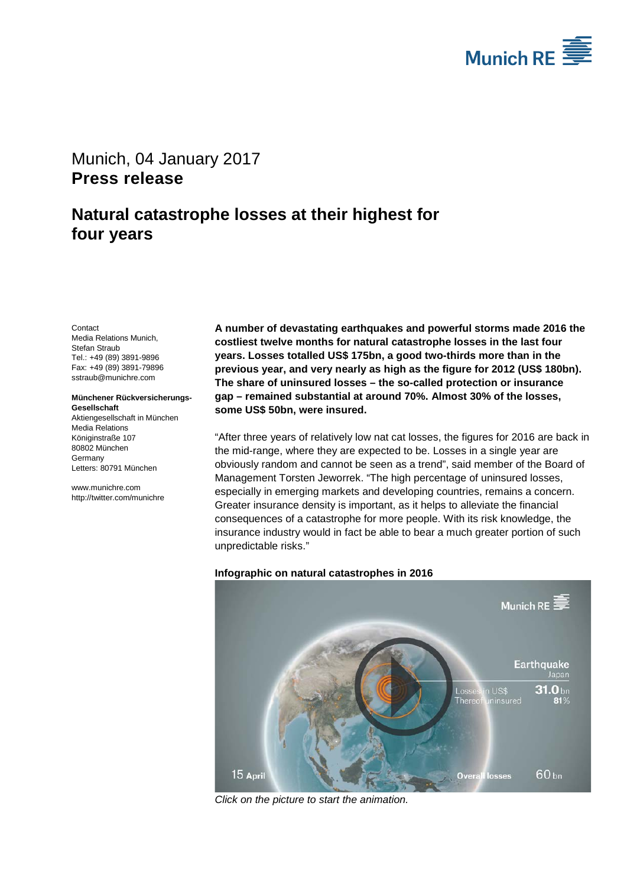Munich, 04 January 2017
**Press release**

# Natural catastrophe losses at their highest for four years

Contact
Media Relations Munich,
Stefan Straub
Tel.: +49 (89) 3891-9896
Fax: +49 (89) 3891-79896
sstraub@munichre.com

**Münchener Rückversicherungs-Gesellschaft**
Aktiengesellschaft in München
Media Relations
Königinstraße 107
80802 München
Germany
Letters: 80791 München

www.munichre.com
http://twitter.com/munichre

**A number of devastating earthquakes and powerful storms made 2016 the costliest twelve months for natural catastrophe losses in the last four years. Losses totalled US$ 175bn, a good two-thirds more than in the previous year, and very nearly as high as the figure for 2012 (US$ 180bn). The share of uninsured losses – the so-called protection or insurance gap – remained substantial at around 70%. Almost 30% of the losses, some US$ 50bn, were insured.**

"After three years of relatively low nat cat losses, the figures for 2016 are back in the mid-range, where they are expected to be. Losses in a single year are obviously random and cannot be seen as a trend", said member of the Board of Management Torsten Jeworrek. "The high percentage of uninsured losses, especially in emerging markets and developing countries, remains a concern. Greater insurance density is important, as it helps to alleviate the financial consequences of a catastrophe for more people. With its risk knowledge, the insurance industry would in fact be able to bear a much greater portion of such unpredictable risks."

**Infographic on natural catastrophes in 2016**

*Click on the picture to start the animation.*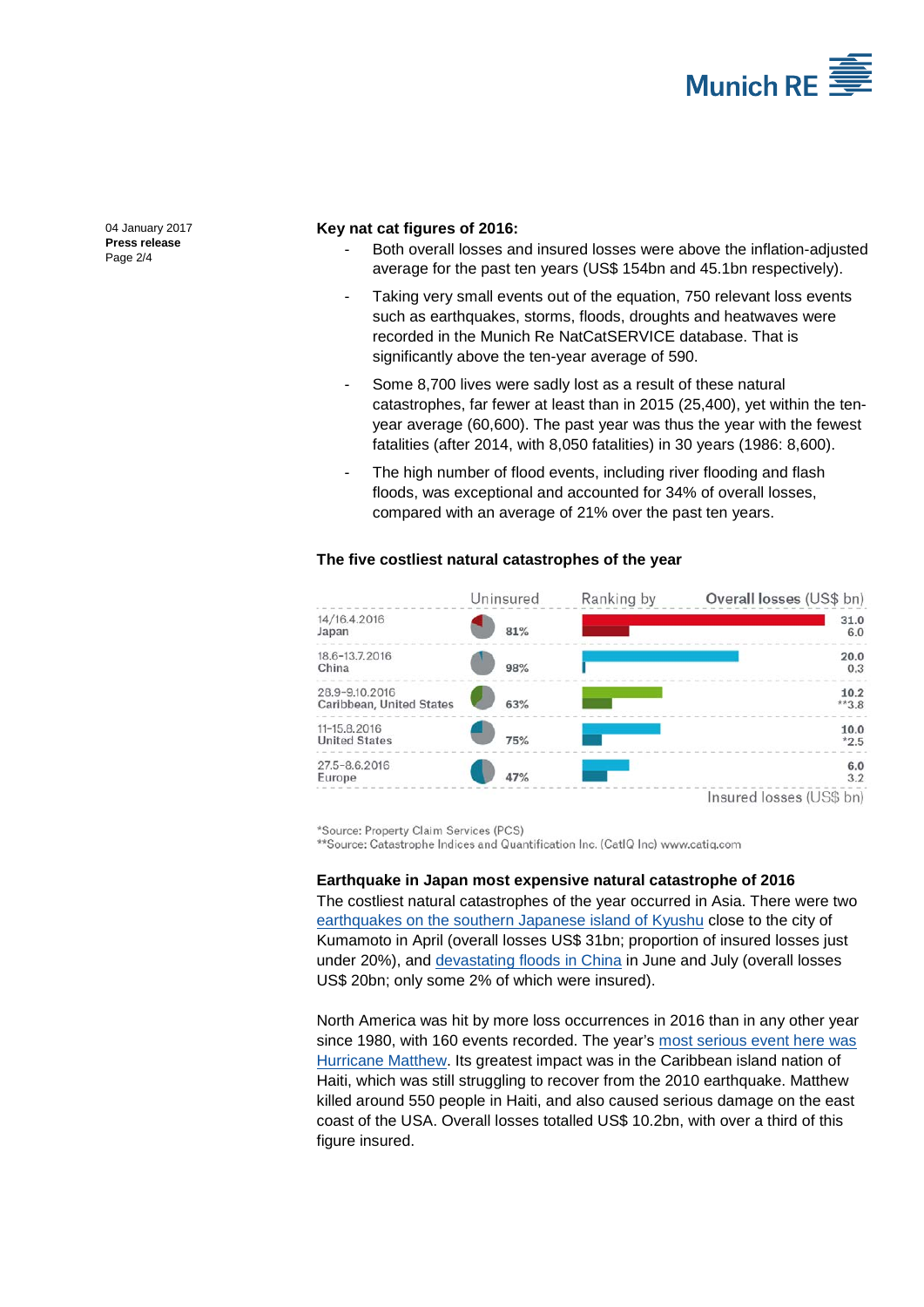04 January 2017
**Press release**

### Key nat cat figures of 2016:

- Both overall losses and insured losses were above the inflation-adjusted average for the past ten years (US$ 154bn and 45.1bn respectively).
- Taking very small events out of the equation, 750 relevant loss events such as earthquakes, storms, floods, droughts and heatwaves were recorded in the Munich Re NatCatSERVICE database. That is significantly above the ten-year average of 590.
- Some 8,700 lives were sadly lost as a result of these natural catastrophes, far fewer at least than in 2015 (25,400), yet within the ten-year average (60,600). The past year was thus the year with the fewest fatalities (after 2014, with 8,050 fatalities) in 30 years (1986: 8,600).
- The high number of flood events, including river flooding and flash floods, was exceptional and accounted for 34% of overall losses, compared with an average of 21% over the past ten years.

### The five costliest natural catastrophes of the year

| Date / Region | Uninsured | Overall losses (US$ bn) | Insured losses (US$ bn) |
|---|---|---|---|
| 14/16.4.2016 Japan | 81% | 31.0 | 6.0 |
| 18.6–13.7.2016 China | 98% | 20.0 | 0.3 |
| 28.9–9.10.2016 Caribbean, United States | 63% | 10.2 | **3.8 |
| 11–15.8.2016 United States | 75% | 10.0 | *2.5 |
| 27.5–8.6.2016 Europe | 47% | 6.0 | 3.2 |

*Source: Property Claim Services (PCS)
**Source: Catastrophe Indices and Quantification Inc. (CatIQ Inc) www.catiq.com

### Earthquake in Japan most expensive natural catastrophe of 2016

The costliest natural catastrophes of the year occurred in Asia. There were two earthquakes on the southern Japanese island of Kyushu close to the city of Kumamoto in April (overall losses US$ 31bn; proportion of insured losses just under 20%), and devastating floods in China in June and July (overall losses US$ 20bn; only some 2% of which were insured).

North America was hit by more loss occurrences in 2016 than in any other year since 1980, with 160 events recorded. The year's most serious event here was Hurricane Matthew. Its greatest impact was in the Caribbean island nation of Haiti, which was still struggling to recover from the 2010 earthquake. Matthew killed around 550 people in Haiti, and also caused serious damage on the east coast of the USA. Overall losses totalled US$ 10.2bn, with over a third of this figure insured.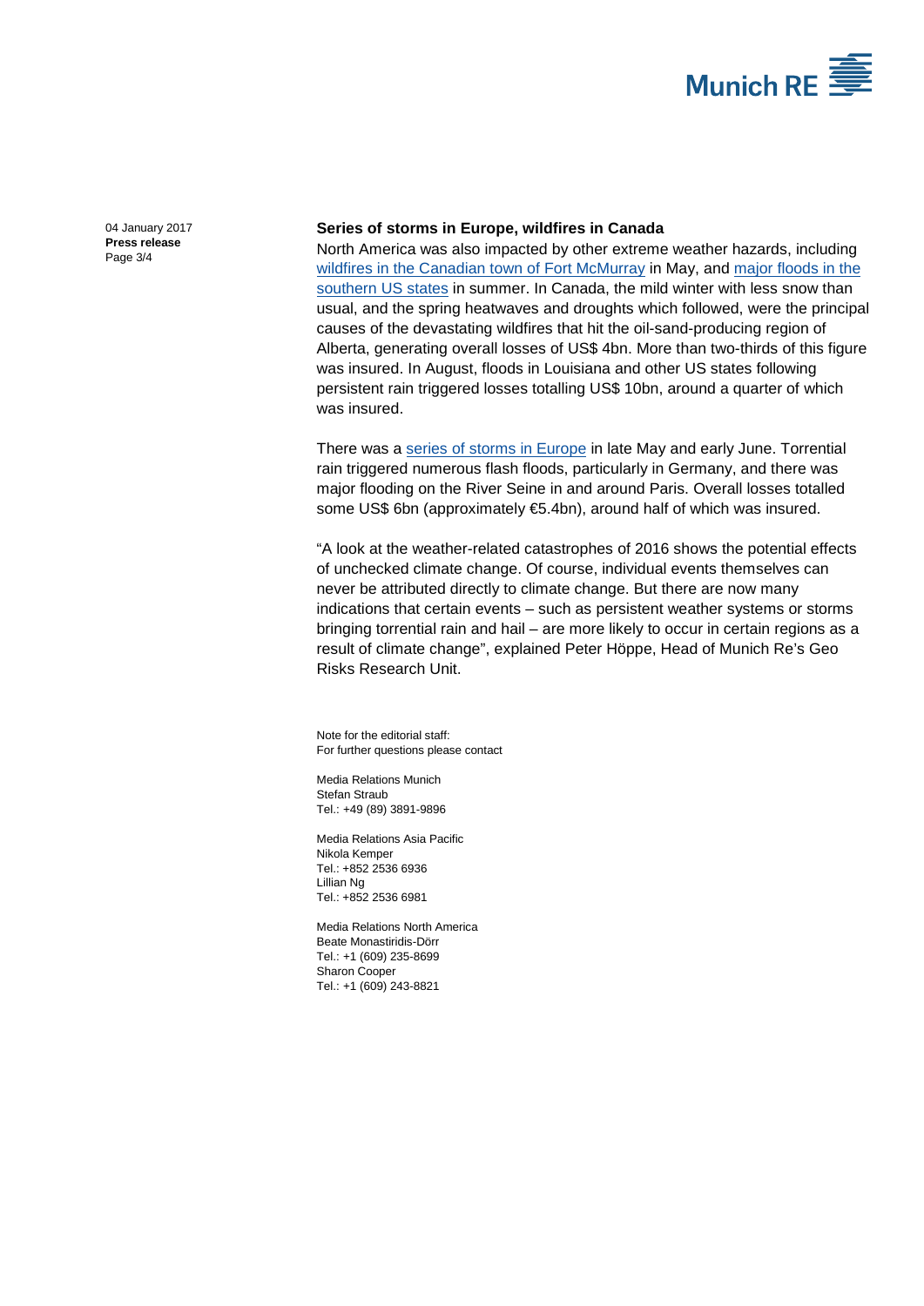## Series of storms in Europe, wildfires in Canada

North America was also impacted by other extreme weather hazards, including wildfires in the Canadian town of Fort McMurray in May, and major floods in the southern US states in summer. In Canada, the mild winter with less snow than usual, and the spring heatwaves and droughts which followed, were the principal causes of the devastating wildfires that hit the oil-sand-producing region of Alberta, generating overall losses of US$ 4bn. More than two-thirds of this figure was insured. In August, floods in Louisiana and other US states following persistent rain triggered losses totalling US$ 10bn, around a quarter of which was insured.

There was a series of storms in Europe in late May and early June. Torrential rain triggered numerous flash floods, particularly in Germany, and there was major flooding on the River Seine in and around Paris. Overall losses totalled some US$ 6bn (approximately €5.4bn), around half of which was insured.

"A look at the weather-related catastrophes of 2016 shows the potential effects of unchecked climate change. Of course, individual events themselves can never be attributed directly to climate change. But there are now many indications that certain events – such as persistent weather systems or storms bringing torrential rain and hail – are more likely to occur in certain regions as a result of climate change", explained Peter Höppe, Head of Munich Re's Geo Risks Research Unit.

Note for the editorial staff:
For further questions please contact

Media Relations Munich
Stefan Straub
Tel.: +49 (89) 3891-9896

Media Relations Asia Pacific
Nikola Kemper
Tel.: +852 2536 6936
Lillian Ng
Tel.: +852 2536 6981

Media Relations North America
Beate Monastiridis-Dörr
Tel.: +1 (609) 235-8699
Sharon Cooper
Tel.: +1 (609) 243-8821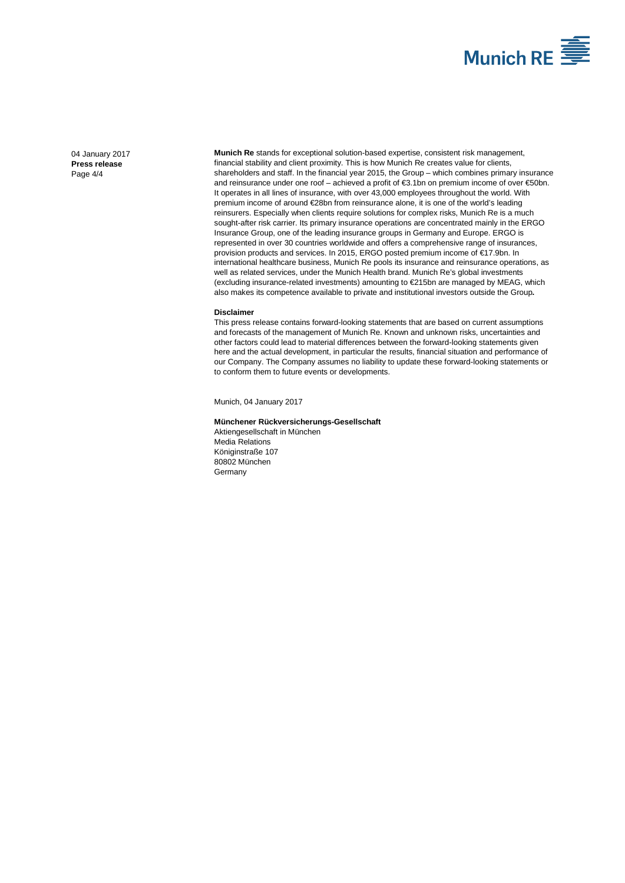**Munich Re** stands for exceptional solution-based expertise, consistent risk management, financial stability and client proximity. This is how Munich Re creates value for clients, shareholders and staff. In the financial year 2015, the Group – which combines primary insurance and reinsurance under one roof – achieved a profit of €3.1bn on premium income of over €50bn. It operates in all lines of insurance, with over 43,000 employees throughout the world. With premium income of around €28bn from reinsurance alone, it is one of the world's leading reinsurers. Especially when clients require solutions for complex risks, Munich Re is a much sought-after risk carrier. Its primary insurance operations are concentrated mainly in the ERGO Insurance Group, one of the leading insurance groups in Germany and Europe. ERGO is represented in over 30 countries worldwide and offers a comprehensive range of insurances, provision products and services. In 2015, ERGO posted premium income of €17.9bn. In international healthcare business, Munich Re pools its insurance and reinsurance operations, as well as related services, under the Munich Health brand. Munich Re's global investments (excluding insurance-related investments) amounting to €215bn are managed by MEAG, which also makes its competence available to private and institutional investors outside the Group**.**

**Disclaimer**

This press release contains forward-looking statements that are based on current assumptions and forecasts of the management of Munich Re. Known and unknown risks, uncertainties and other factors could lead to material differences between the forward-looking statements given here and the actual development, in particular the results, financial situation and performance of our Company. The Company assumes no liability to update these forward-looking statements or to conform them to future events or developments.

Munich, 04 January 2017

**Münchener Rückversicherungs-Gesellschaft**
Aktiengesellschaft in München
Media Relations
Königinstraße 107
80802 München
Germany